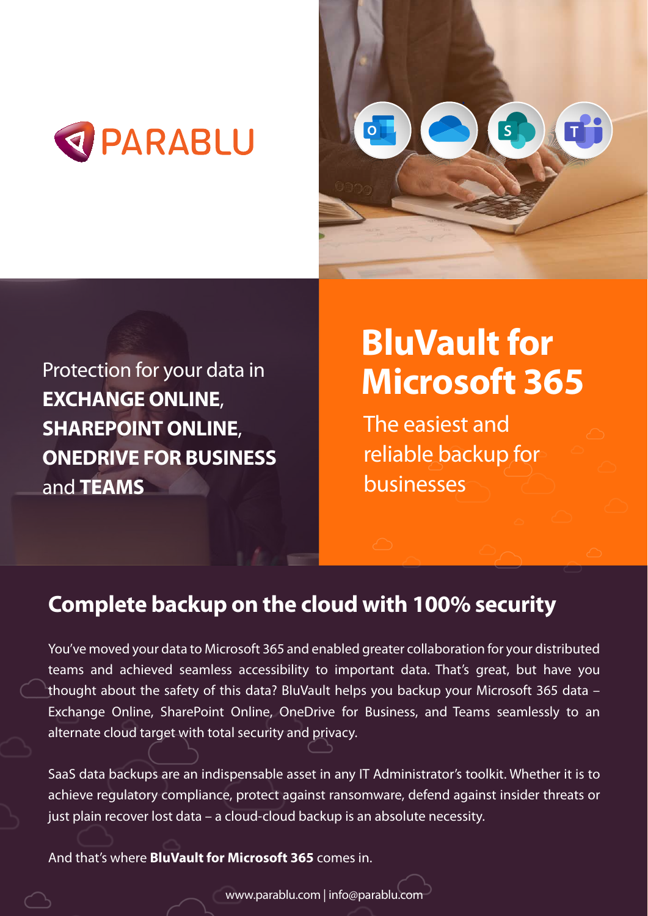PARABLU

Protection for your data in **EXCHANGE ONLINE**, **SHAREPOINT ONLINE**, **ONEDRIVE FOR BUSINESS** and **TEAMS**

# BluVault for Microsoft 365

The easiest and reliable backup for businesses

## Complete backup on the cloud with 100% security

You've moved your data to Microsoft 365 and enabled greater collaboration for your distributed teams and achieved seamless accessibility to important data. That's great, but have you thought about the safety of this data? BluVault helps you backup your Microsoft 365 data – Exchange Online, SharePoint Online, OneDrive for Business, and Teams seamlessly to an alternate cloud target with total security and privacy.

SaaS data backups are an indispensable asset in any IT Administrator's toolkit. Whether it is to achieve regulatory compliance, protect against ransomware, defend against insider threats or just plain recover lost data – a cloud-cloud backup is an absolute necessity.

And that's where **BluVault for Microsoft 365** comes in.

www.parablu.com | info@parablu.com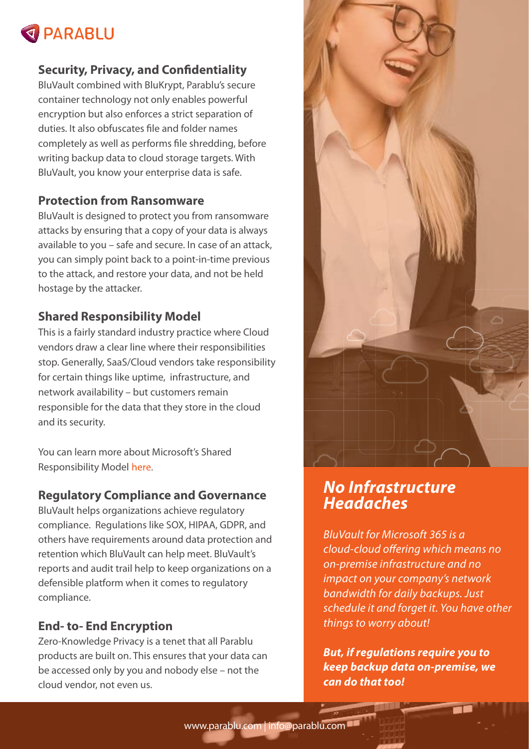## Security, Privacy, and Confidentiality

BluVault combined with BluKrypt, Parablu's secure container technology not only enables powerful encryption but also enforces a strict separation of duties. It also obfuscates file and folder names completely as well as performs file shredding, before writing backup data to cloud storage targets. With BluVault, you know your enterprise data is safe.

## Protection from Ransomware

BluVault is designed to protect you from ransomware attacks by ensuring that a copy of your data is always available to you – safe and secure. In case of an attack, you can simply point back to a point-in-time previous to the attack, and restore your data, and not be held hostage by the attacker.

## Shared Responsibility Model

This is a fairly standard industry practice where Cloud vendors draw a clear line where their responsibilities stop. Generally, SaaS/Cloud vendors take responsibility for certain things like uptime, infrastructure, and network availability – but customers remain responsible for the data that they store in the cloud and its security.

You can learn more about Microsoft's Shared Responsibility Model here.

## Regulatory Compliance and Governance

BluVault helps organizations achieve regulatory compliance. Regulations like SOX, HIPAA, GDPR, and others have requirements around data protection and retention which BluVault can help meet. BluVault's reports and audit trail help to keep organizations on a defensible platform when it comes to regulatory compliance.

## End- to- End Encryption

Zero-Knowledge Privacy is a tenet that all Parablu products are built on. This ensures that your data can be accessed only by you and nobody else – not the cloud vendor, not even us.

## *No Infrastructure Headaches*

*BluVault for Microsoft 365 is a cloud-cloud offering which means no on-premise infrastructure and no impact on your company's network bandwidth for daily backups. Just schedule it and forget it. You have other things to worry about!*

***But, if regulations require you to keep backup data on-premise, we can do that too!***

www.parablu.com | info@parablu.com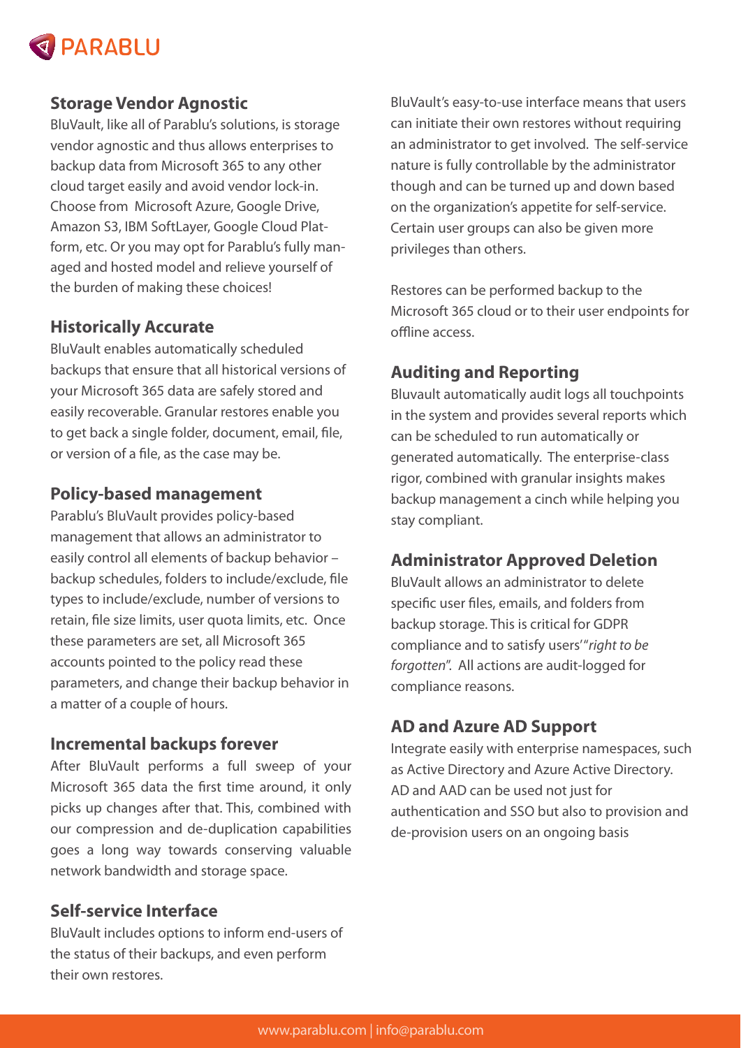## Storage Vendor Agnostic

BluVault, like all of Parablu's solutions, is storage vendor agnostic and thus allows enterprises to backup data from Microsoft 365 to any other cloud target easily and avoid vendor lock-in. Choose from Microsoft Azure, Google Drive, Amazon S3, IBM SoftLayer, Google Cloud Platform, etc. Or you may opt for Parablu's fully managed and hosted model and relieve yourself of the burden of making these choices!

## Historically Accurate

BluVault enables automatically scheduled backups that ensure that all historical versions of your Microsoft 365 data are safely stored and easily recoverable. Granular restores enable you to get back a single folder, document, email, file, or version of a file, as the case may be.

## Policy-based management

Parablu's BluVault provides policy-based management that allows an administrator to easily control all elements of backup behavior – backup schedules, folders to include/exclude, file types to include/exclude, number of versions to retain, file size limits, user quota limits, etc. Once these parameters are set, all Microsoft 365 accounts pointed to the policy read these parameters, and change their backup behavior in a matter of a couple of hours.

## Incremental backups forever

After BluVault performs a full sweep of your Microsoft 365 data the first time around, it only picks up changes after that. This, combined with our compression and de-duplication capabilities goes a long way towards conserving valuable network bandwidth and storage space.

## Self-service Interface

BluVault includes options to inform end-users of the status of their backups, and even perform their own restores.

BluVault's easy-to-use interface means that users can initiate their own restores without requiring an administrator to get involved. The self-service nature is fully controllable by the administrator though and can be turned up and down based on the organization's appetite for self-service. Certain user groups can also be given more privileges than others.

Restores can be performed backup to the Microsoft 365 cloud or to their user endpoints for offline access.

## Auditing and Reporting

Bluvault automatically audit logs all touchpoints in the system and provides several reports which can be scheduled to run automatically or generated automatically. The enterprise-class rigor, combined with granular insights makes backup management a cinch while helping you stay compliant.

## Administrator Approved Deletion

BluVault allows an administrator to delete specific user files, emails, and folders from backup storage. This is critical for GDPR compliance and to satisfy users' "*right to be forgotten*". All actions are audit-logged for compliance reasons.

## AD and Azure AD Support

Integrate easily with enterprise namespaces, such as Active Directory and Azure Active Directory. AD and AAD can be used not just for authentication and SSO but also to provision and de-provision users on an ongoing basis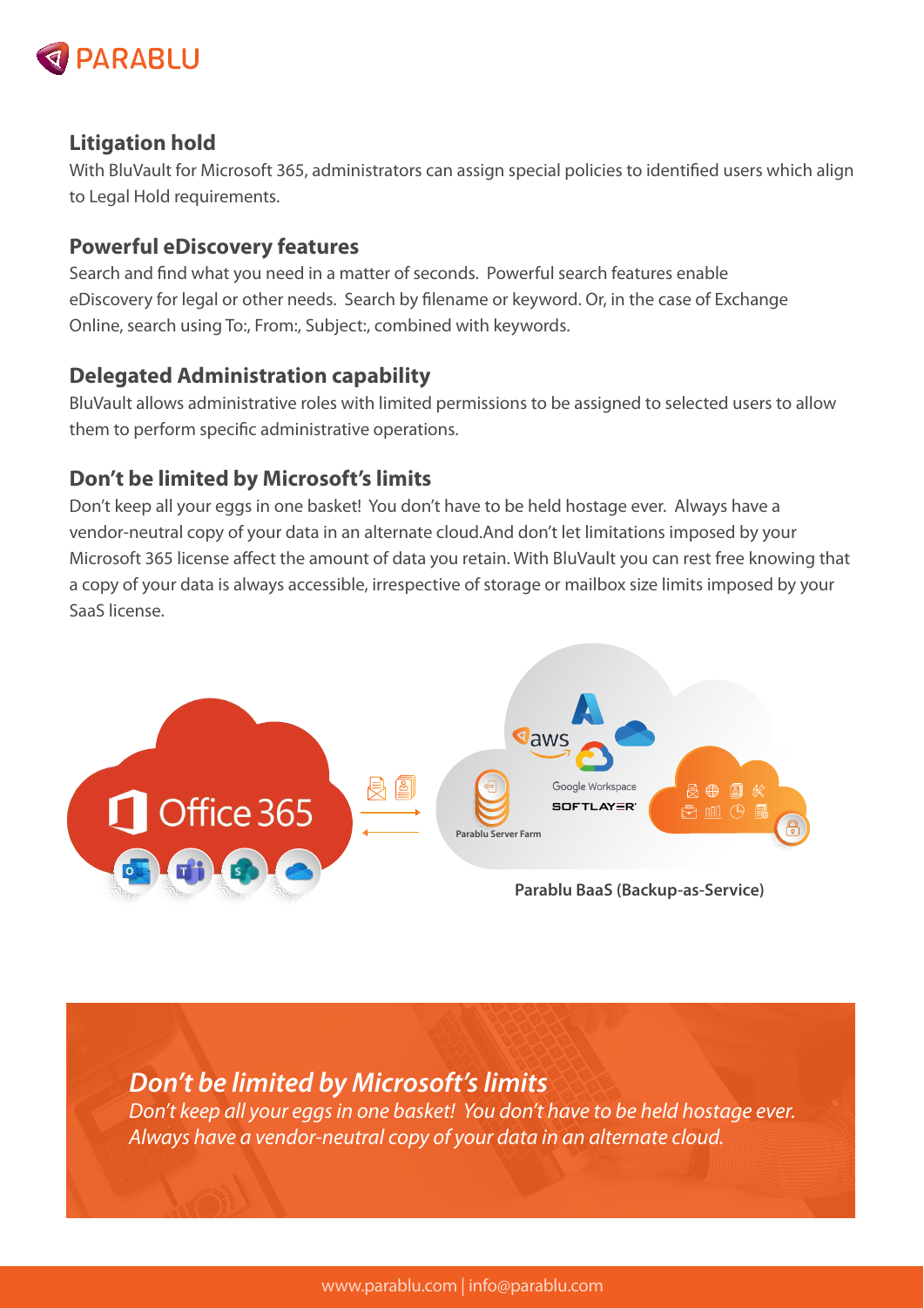## Litigation hold

With BluVault for Microsoft 365, administrators can assign special policies to identified users which align to Legal Hold requirements.

## Powerful eDiscovery features

Search and find what you need in a matter of seconds. Powerful search features enable eDiscovery for legal or other needs. Search by filename or keyword. Or, in the case of Exchange Online, search using To:, From:, Subject:, combined with keywords.

## Delegated Administration capability

BluVault allows administrative roles with limited permissions to be assigned to selected users to allow them to perform specific administrative operations.

## Don't be limited by Microsoft's limits

Don't keep all your eggs in one basket! You don't have to be held hostage ever. Always have a vendor-neutral copy of your data in an alternate cloud.And don't let limitations imposed by your Microsoft 365 license affect the amount of data you retain. With BluVault you can rest free knowing that a copy of your data is always accessible, irrespective of storage or mailbox size limits imposed by your SaaS license.

Office 365

aws

Google Workspace

SOFTLAYER

Parablu Server Farm

**Parablu BaaS (Backup-as-Service)**

***Don't be limited by Microsoft's limits***

*Don't keep all your eggs in one basket! You don't have to be held hostage ever. Always have a vendor-neutral copy of your data in an alternate cloud.*

www.parablu.com | info@parablu.com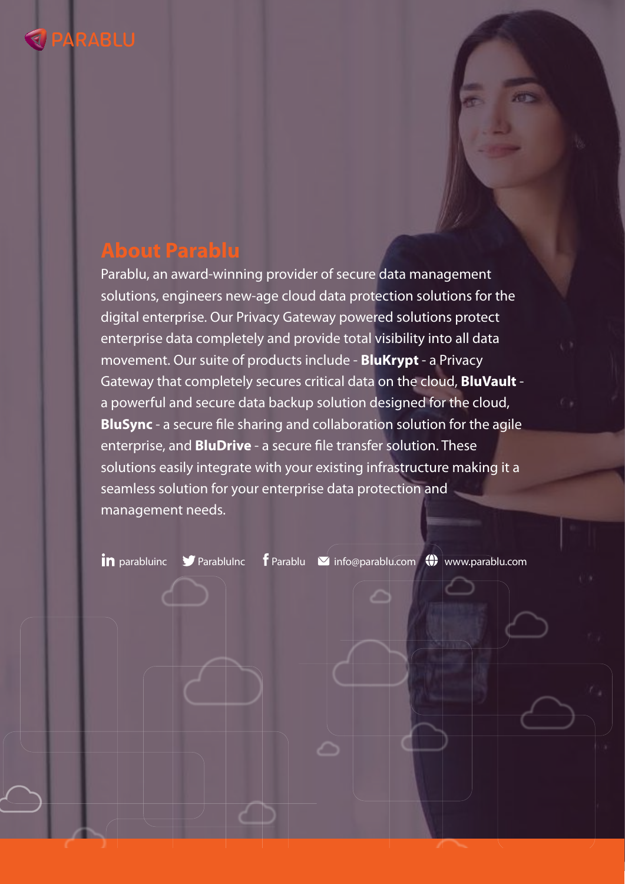PARABLU

## About Parablu

Parablu, an award-winning provider of secure data management solutions, engineers new-age cloud data protection solutions for the digital enterprise. Our Privacy Gateway powered solutions protect enterprise data completely and provide total visibility into all data movement. Our suite of products include - **BluKrypt** - a Privacy Gateway that completely secures critical data on the cloud, **BluVault** - a powerful and secure data backup solution designed for the cloud, **BluSync** - a secure file sharing and collaboration solution for the agile enterprise, and **BluDrive** - a secure file transfer solution. These solutions easily integrate with your existing infrastructure making it a seamless solution for your enterprise data protection and management needs.

in parabluinc   ParabluInc   f Parablu   info@parablu.com   www.parablu.com